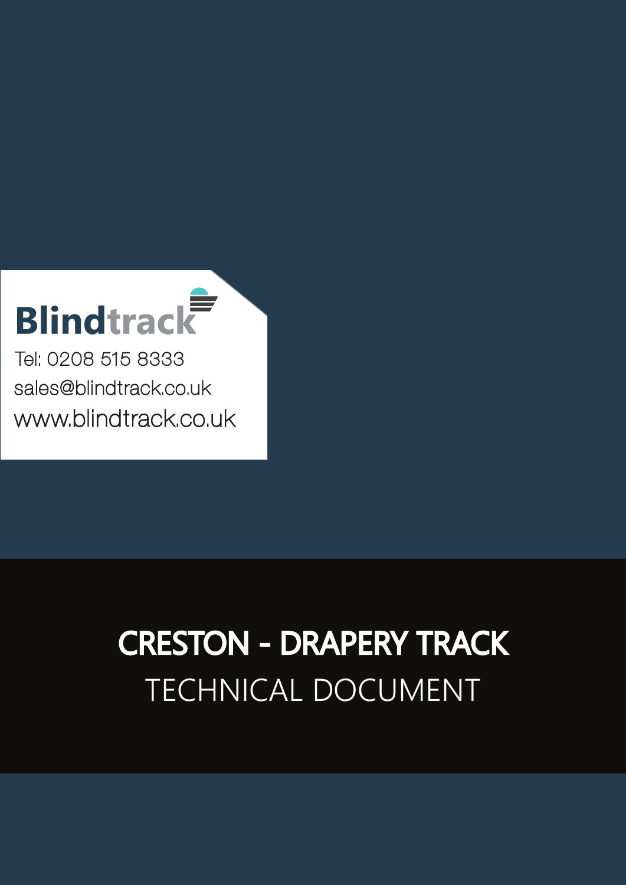**Blindtrack**

Tel: 0208 515 8333

sales@blindtrack.co.uk

www.blindtrack.co.uk

# CRESTON - DRAPERY TRACK

## TECHNICAL DOCUMENT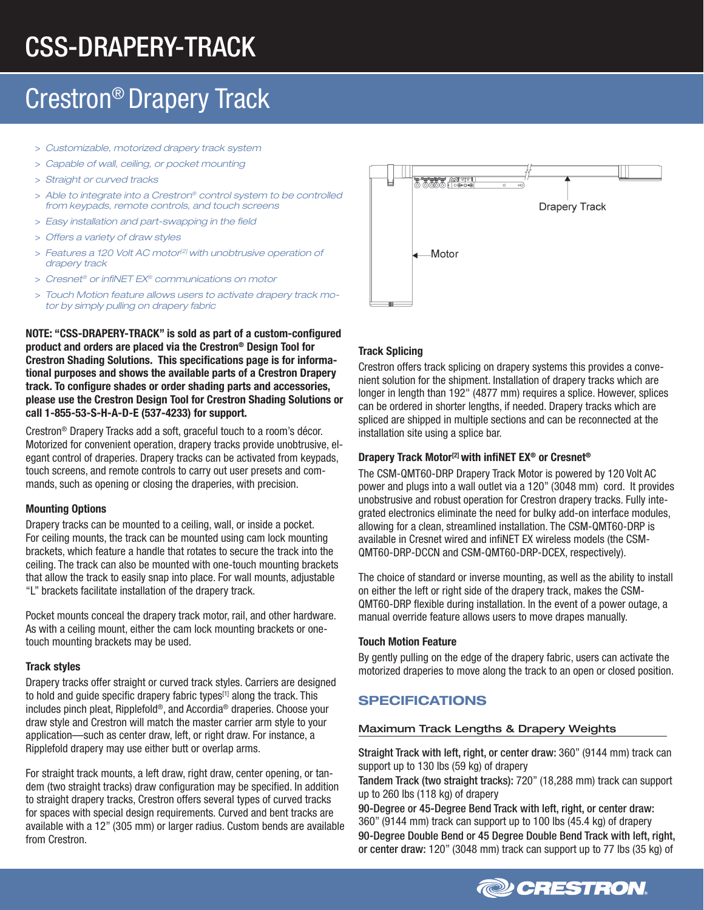# CSS-DRAPERY-TRACK

## Crestron® Drapery Track

- *Customizable, motorized drapery track system*
- *Capable of wall, ceiling, or pocket mounting*
- *Straight or curved tracks*
- *Able to integrate into a Crestron® control system to be controlled from keypads, remote controls, and touch screens*
- *Easy installation and part-swapping in the field*
- *Offers a variety of draw styles*
- *Features a 120 Volt AC motor[2] with unobtrusive operation of drapery track*
- *Cresnet® or infiNET EX® communications on motor*
- *Touch Motion feature allows users to activate drapery track motor by simply pulling on drapery fabric*

Drapery Track

Motor

**NOTE: "CSS-DRAPERY-TRACK" is sold as part of a custom-configured product and orders are placed via the Crestron® Design Tool for Crestron Shading Solutions. This specifications page is for informational purposes and shows the available parts of a Crestron Drapery track. To configure shades or order shading parts and accessories, please use the Crestron Design Tool for Crestron Shading Solutions or call 1-855-53-S-H-A-D-E (537-4233) for support.**

Crestron® Drapery Tracks add a soft, graceful touch to a room's décor. Motorized for convenient operation, drapery tracks provide unobtrusive, elegant control of draperies. Drapery tracks can be activated from keypads, touch screens, and remote controls to carry out user presets and commands, such as opening or closing the draperies, with precision.

### Mounting Options

Drapery tracks can be mounted to a ceiling, wall, or inside a pocket. For ceiling mounts, the track can be mounted using cam lock mounting brackets, which feature a handle that rotates to secure the track into the ceiling. The track can also be mounted with one-touch mounting brackets that allow the track to easily snap into place. For wall mounts, adjustable "L" brackets facilitate installation of the drapery track.

Pocket mounts conceal the drapery track motor, rail, and other hardware. As with a ceiling mount, either the cam lock mounting brackets or one-touch mounting brackets may be used.

### Track styles

Drapery tracks offer straight or curved track styles. Carriers are designed to hold and guide specific drapery fabric types[1] along the track. This includes pinch pleat, Ripplefold®, and Accordia® draperies. Choose your draw style and Crestron will match the master carrier arm style to your application—such as center draw, left, or right draw. For instance, a Ripplefold drapery may use either butt or overlap arms.

For straight track mounts, a left draw, right draw, center opening, or tandem (two straight tracks) draw configuration may be specified. In addition to straight drapery tracks, Crestron offers several types of curved tracks for spaces with special design requirements. Curved and bent tracks are available with a 12" (305 mm) or larger radius. Custom bends are available from Crestron.

### Track Splicing

Crestron offers track splicing on drapery systems this provides a convenient solution for the shipment. Installation of drapery tracks which are longer in length than 192" (4877 mm) requires a splice. However, splices can be ordered in shorter lengths, if needed. Drapery tracks which are spliced are shipped in multiple sections and can be reconnected at the installation site using a splice bar.

### Drapery Track Motor[2] with infiNET EX® or Cresnet®

The CSM-QMT60-DRP Drapery Track Motor is powered by 120 Volt AC power and plugs into a wall outlet via a 120" (3048 mm) cord. It provides unobstrusive and robust operation for Crestron drapery tracks. Fully integrated electronics eliminate the need for bulky add-on interface modules, allowing for a clean, streamlined installation. The CSM-QMT60-DRP is available in Cresnet wired and infiNET EX wireless models (the CSM-QMT60-DRP-DCCN and CSM-QMT60-DRP-DCEX, respectively).

The choice of standard or inverse mounting, as well as the ability to install on either the left or right side of the drapery track, makes the CSM-QMT60-DRP flexible during installation. In the event of a power outage, a manual override feature allows users to move drapes manually.

### Touch Motion Feature

By gently pulling on the edge of the drapery fabric, users can activate the motorized draperies to move along the track to an open or closed position.

## SPECIFICATIONS

### Maximum Track Lengths & Drapery Weights

**Straight Track with left, right, or center draw:** 360" (9144 mm) track can support up to 130 lbs (59 kg) of drapery

**Tandem Track (two straight tracks):** 720" (18,288 mm) track can support up to 260 lbs (118 kg) of drapery

**90-Degree or 45-Degree Bend Track with left, right, or center draw:** 360" (9144 mm) track can support up to 100 lbs (45.4 kg) of drapery

**90-Degree Double Bend or 45 Degree Double Bend Track with left, right, or center draw:** 120" (3048 mm) track can support up to 77 lbs (35 kg) of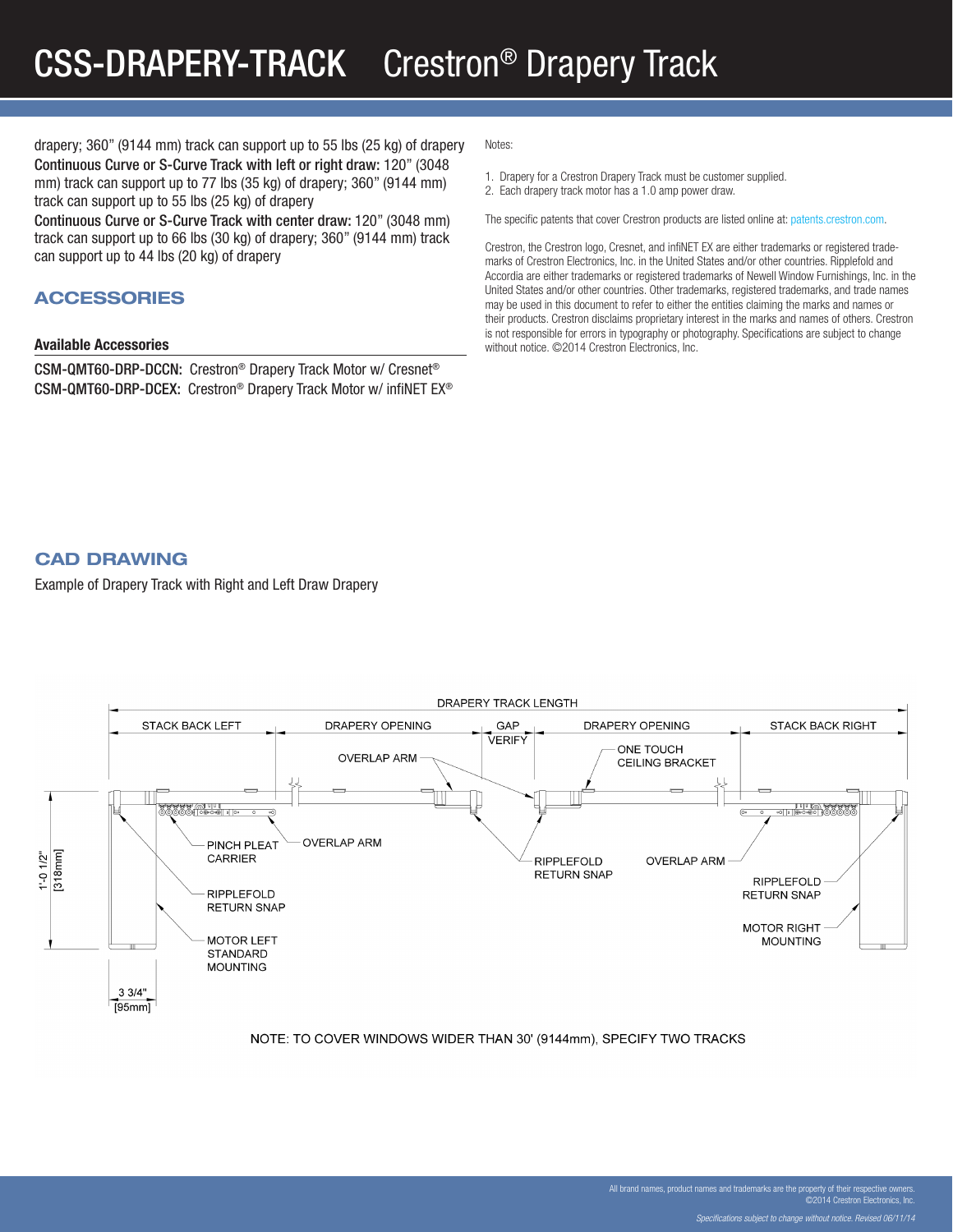# CSS-DRAPERY-TRACK Crestron® Drapery Track

drapery; 360" (9144 mm) track can support up to 55 lbs (25 kg) of drapery

**Continuous Curve or S-Curve Track with left or right draw:** 120" (3048 mm) track can support up to 77 lbs (35 kg) of drapery; 360" (9144 mm) track can support up to 55 lbs (25 kg) of drapery

**Continuous Curve or S-Curve Track with center draw:** 120" (3048 mm) track can support up to 66 lbs (30 kg) of drapery; 360" (9144 mm) track can support up to 44 lbs (20 kg) of drapery

## ACCESSORIES

### Available Accessories

**CSM-QMT60-DRP-DCCN:** Crestron® Drapery Track Motor w/ Cresnet®
**CSM-QMT60-DRP-DCEX:** Crestron® Drapery Track Motor w/ infiNET EX®

Notes:

1. Drapery for a Crestron Drapery Track must be customer supplied.
2. Each drapery track motor has a 1.0 amp power draw.

The specific patents that cover Crestron products are listed online at: patents.crestron.com.

Crestron, the Crestron logo, Cresnet, and infiNET EX are either trademarks or registered trademarks of Crestron Electronics, Inc. in the United States and/or other countries. Ripplefold and Accordia are either trademarks or registered trademarks of Newell Window Furnishings, Inc. in the United States and/or other countries. Other trademarks, registered trademarks, and trade names may be used in this document to refer to either the entities claiming the marks and names or their products. Crestron disclaims proprietary interest in the marks and names of others. Crestron is not responsible for errors in typography or photography. Specifications are subject to change without notice. ©2014 Crestron Electronics, Inc.

## CAD DRAWING

Example of Drapery Track with Right and Left Draw Drapery

DRAPERY TRACK LENGTH
STACK BACK LEFT
DRAPERY OPENING
GAP VERIFY
DRAPERY OPENING
STACK BACK RIGHT
OVERLAP ARM
ONE TOUCH CEILING BRACKET
PINCH PLEAT CARRIER
OVERLAP ARM
RIPPLEFOLD RETURN SNAP
OVERLAP ARM
RIPPLEFOLD RETURN SNAP
RIPPLEFOLD RETURN SNAP
MOTOR LEFT STANDARD MOUNTING
MOTOR RIGHT MOUNTING
1'-0 1/2" [318mm]
3 3/4" [95mm]

NOTE: TO COVER WINDOWS WIDER THAN 30' (9144mm), SPECIFY TWO TRACKS

All brand names, product names and trademarks are the property of their respective owners.
©2014 Crestron Electronics, Inc.

*Specifications subject to change without notice. Revised 06/11/14*